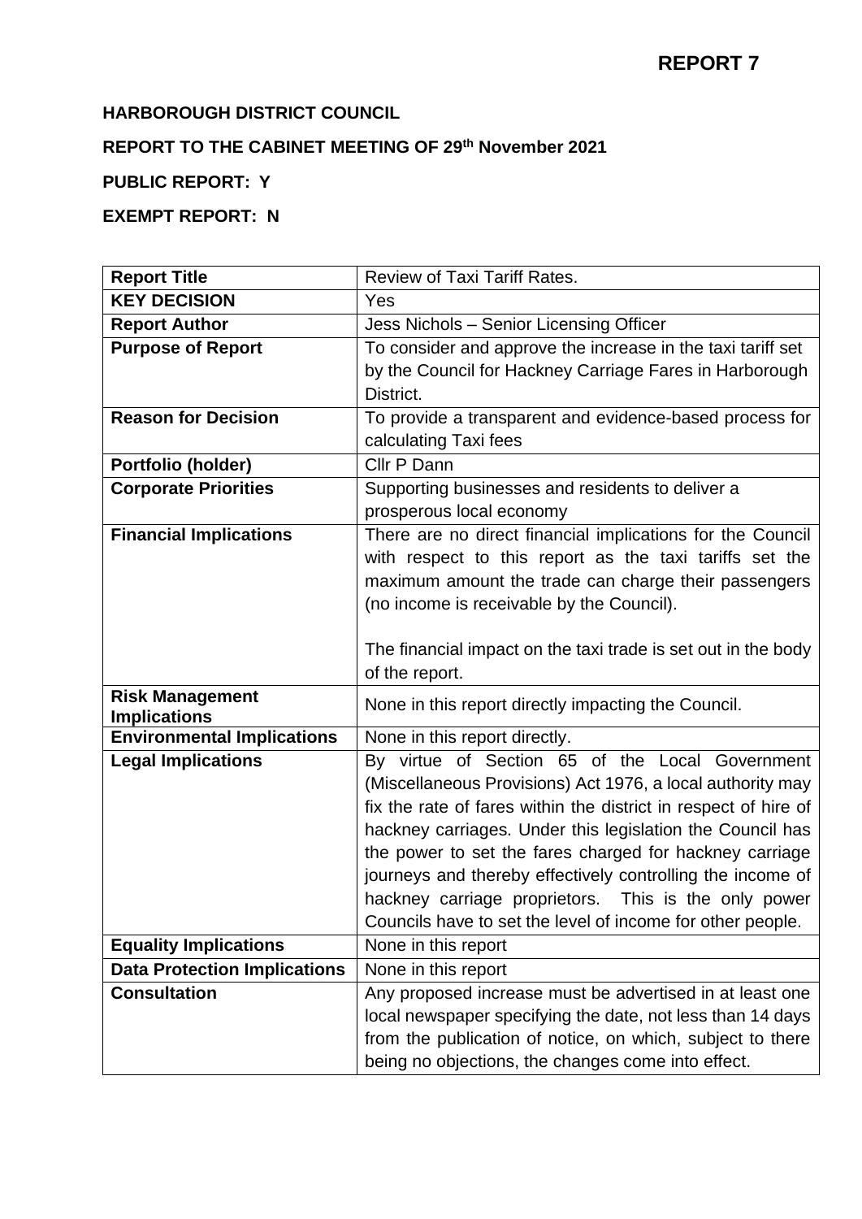**REPORT 7**

**HARBOROUGH DISTRICT COUNCIL**

**REPORT TO THE CABINET MEETING OF 29th November 2021**

**PUBLIC REPORT: Y**

**EXEMPT REPORT: N**

| **Report Title** | Review of Taxi Tariff Rates. |
|---|---|
| **KEY DECISION** | Yes |
| **Report Author** | Jess Nichols – Senior Licensing Officer |
| **Purpose of Report** | To consider and approve the increase in the taxi tariff set by the Council for Hackney Carriage Fares in Harborough District. |
| **Reason for Decision** | To provide a transparent and evidence-based process for calculating Taxi fees |
| **Portfolio (holder)** | Cllr P Dann |
| **Corporate Priorities** | Supporting businesses and residents to deliver a prosperous local economy |
| **Financial Implications** | There are no direct financial implications for the Council with respect to this report as the taxi tariffs set the maximum amount the trade can charge their passengers (no income is receivable by the Council).<br><br>The financial impact on the taxi trade is set out in the body of the report. |
| **Risk Management Implications** | None in this report directly impacting the Council. |
| **Environmental Implications** | None in this report directly. |
| **Legal Implications** | By virtue of Section 65 of the Local Government (Miscellaneous Provisions) Act 1976, a local authority may fix the rate of fares within the district in respect of hire of hackney carriages. Under this legislation the Council has the power to set the fares charged for hackney carriage journeys and thereby effectively controlling the income of hackney carriage proprietors. This is the only power Councils have to set the level of income for other people. |
| **Equality Implications** | None in this report |
| **Data Protection Implications** | None in this report |
| **Consultation** | Any proposed increase must be advertised in at least one local newspaper specifying the date, not less than 14 days from the publication of notice, on which, subject to there being no objections, the changes come into effect. |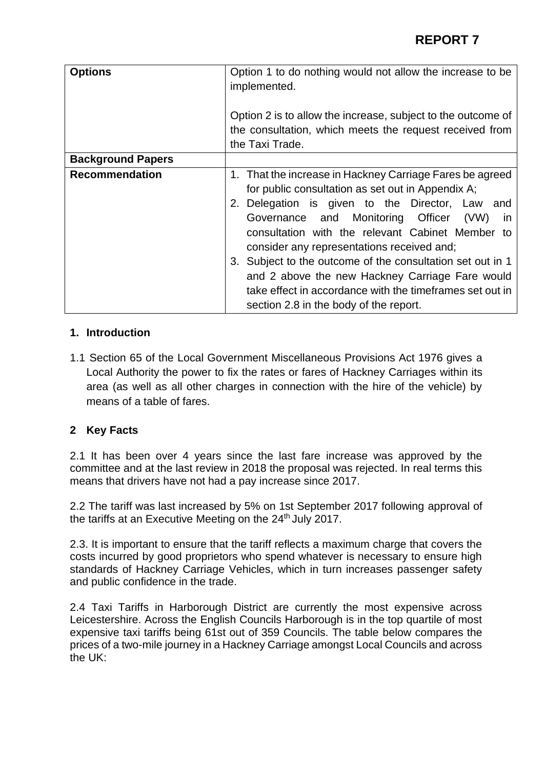| Options | Option 1 to do nothing would not allow the increase to be implemented.<br><br>Option 2 is to allow the increase, subject to the outcome of the consultation, which meets the request received from the Taxi Trade. |
|---|---|
| **Background Papers** | |
| **Recommendation** | 1. That the increase in Hackney Carriage Fares be agreed for public consultation as set out in Appendix A;<br>2. Delegation is given to the Director, Law and Governance and Monitoring Officer (VW) in consultation with the relevant Cabinet Member to consider any representations received and;<br>3. Subject to the outcome of the consultation set out in 1 and 2 above the new Hackney Carriage Fare would take effect in accordance with the timeframes set out in section 2.8 in the body of the report. |

## 1. Introduction

1.1 Section 65 of the Local Government Miscellaneous Provisions Act 1976 gives a Local Authority the power to fix the rates or fares of Hackney Carriages within its area (as well as all other charges in connection with the hire of the vehicle) by means of a table of fares.

## 2 Key Facts

2.1 It has been over 4 years since the last fare increase was approved by the committee and at the last review in 2018 the proposal was rejected. In real terms this means that drivers have not had a pay increase since 2017.

2.2 The tariff was last increased by 5% on 1st September 2017 following approval of the tariffs at an Executive Meeting on the 24th July 2017.

2.3. It is important to ensure that the tariff reflects a maximum charge that covers the costs incurred by good proprietors who spend whatever is necessary to ensure high standards of Hackney Carriage Vehicles, which in turn increases passenger safety and public confidence in the trade.

2.4 Taxi Tariffs in Harborough District are currently the most expensive across Leicestershire. Across the English Councils Harborough is in the top quartile of most expensive taxi tariffs being 61st out of 359 Councils. The table below compares the prices of a two-mile journey in a Hackney Carriage amongst Local Councils and across the UK: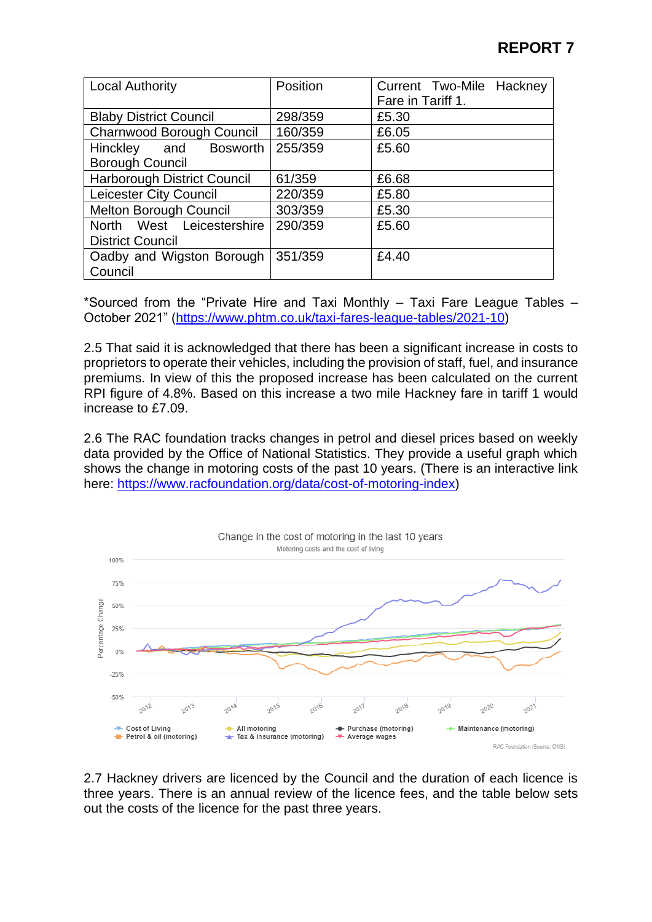| Local Authority | Position | Current Two-Mile Hackney Fare in Tariff 1. |
| --- | --- | --- |
| Blaby District Council | 298/359 | £5.30 |
| Charnwood Borough Council | 160/359 | £6.05 |
| Hinckley and Bosworth Borough Council | 255/359 | £5.60 |
| Harborough District Council | 61/359 | £6.68 |
| Leicester City Council | 220/359 | £5.80 |
| Melton Borough Council | 303/359 | £5.30 |
| North West Leicestershire District Council | 290/359 | £5.60 |
| Oadby and Wigston Borough Council | 351/359 | £4.40 |

*Sourced from the "Private Hire and Taxi Monthly – Taxi Fare League Tables – October 2021" (https://www.phtm.co.uk/taxi-fares-league-tables/2021-10)

2.5 That said it is acknowledged that there has been a significant increase in costs to proprietors to operate their vehicles, including the provision of staff, fuel, and insurance premiums. In view of this the proposed increase has been calculated on the current RPI figure of 4.8%. Based on this increase a two mile Hackney fare in tariff 1 would increase to £7.09.

2.6 The RAC foundation tracks changes in petrol and diesel prices based on weekly data provided by the Office of National Statistics. They provide a useful graph which shows the change in motoring costs of the past 10 years. (There is an interactive link here: https://www.racfoundation.org/data/cost-of-motoring-index)

2.7 Hackney drivers are licenced by the Council and the duration of each licence is three years. There is an annual review of the licence fees, and the table below sets out the costs of the licence for the past three years.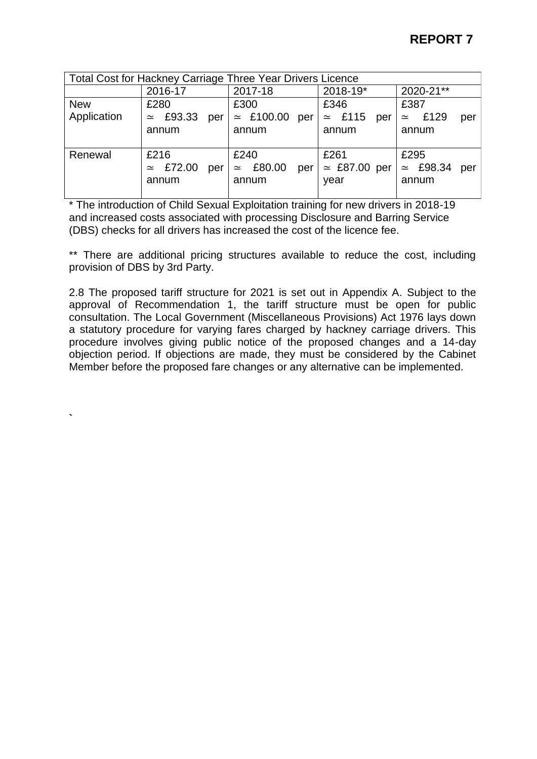**REPORT 7**

| Total Cost for Hackney Carriage Three Year Drivers Licence | | | | |
|---|---|---|---|---|
| | 2016-17 | 2017-18 | 2018-19* | 2020-21** |
| New Application | £280 ≃ £93.33 per annum | £300 ≃ £100.00 per annum | £346 ≃ £115 per annum | £387 ≃ £129 per annum |
| Renewal | £216 ≃ £72.00 per annum | £240 ≃ £80.00 per annum | £261 ≃ £87.00 per year | £295 ≃ £98.34 per annum |

\* The introduction of Child Sexual Exploitation training for new drivers in 2018-19 and increased costs associated with processing Disclosure and Barring Service (DBS) checks for all drivers has increased the cost of the licence fee.

\** There are additional pricing structures available to reduce the cost, including provision of DBS by 3rd Party.

2.8 The proposed tariff structure for 2021 is set out in Appendix A. Subject to the approval of Recommendation 1, the tariff structure must be open for public consultation. The Local Government (Miscellaneous Provisions) Act 1976 lays down a statutory procedure for varying fares charged by hackney carriage drivers. This procedure involves giving public notice of the proposed changes and a 14-day objection period. If objections are made, they must be considered by the Cabinet Member before the proposed fare changes or any alternative can be implemented.

`